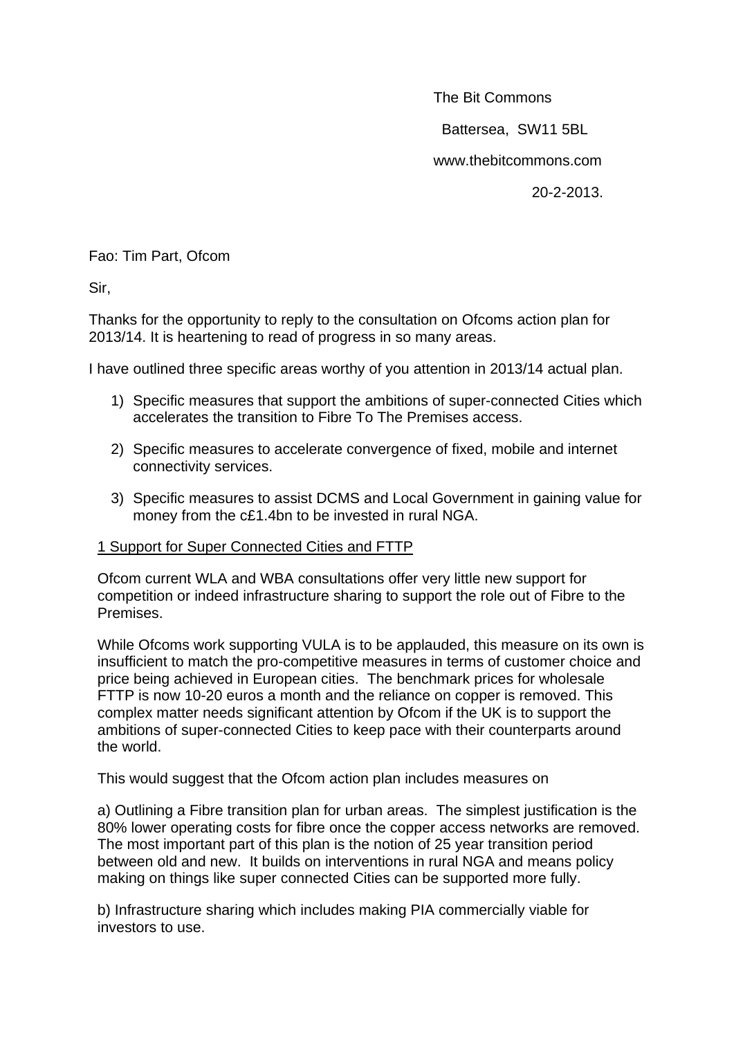The Bit Commons

Battersea, SW11 5BL

www.thebitcommons.com

20-2-2013.

Fao: Tim Part, Ofcom

Sir,

Thanks for the opportunity to reply to the consultation on Ofcoms action plan for 2013/14. It is heartening to read of progress in so many areas.

I have outlined three specific areas worthy of you attention in 2013/14 actual plan.

1) Specific measures that support the ambitions of super-connected Cities which accelerates the transition to Fibre To The Premises access.

2) Specific measures to accelerate convergence of fixed, mobile and internet connectivity services.

3) Specific measures to assist DCMS and Local Government in gaining value for money from the c£1.4bn to be invested in rural NGA.

<u>1 Support for Super Connected Cities and FTTP</u>

Ofcom current WLA and WBA consultations offer very little new support for competition or indeed infrastructure sharing to support the role out of Fibre to the Premises.

While Ofcoms work supporting VULA is to be applauded, this measure on its own is insufficient to match the pro-competitive measures in terms of customer choice and price being achieved in European cities. The benchmark prices for wholesale FTTP is now 10-20 euros a month and the reliance on copper is removed. This complex matter needs significant attention by Ofcom if the UK is to support the ambitions of super-connected Cities to keep pace with their counterparts around the world.

This would suggest that the Ofcom action plan includes measures on

a) Outlining a Fibre transition plan for urban areas. The simplest justification is the 80% lower operating costs for fibre once the copper access networks are removed. The most important part of this plan is the notion of 25 year transition period between old and new. It builds on interventions in rural NGA and means policy making on things like super connected Cities can be supported more fully.

b) Infrastructure sharing which includes making PIA commercially viable for investors to use.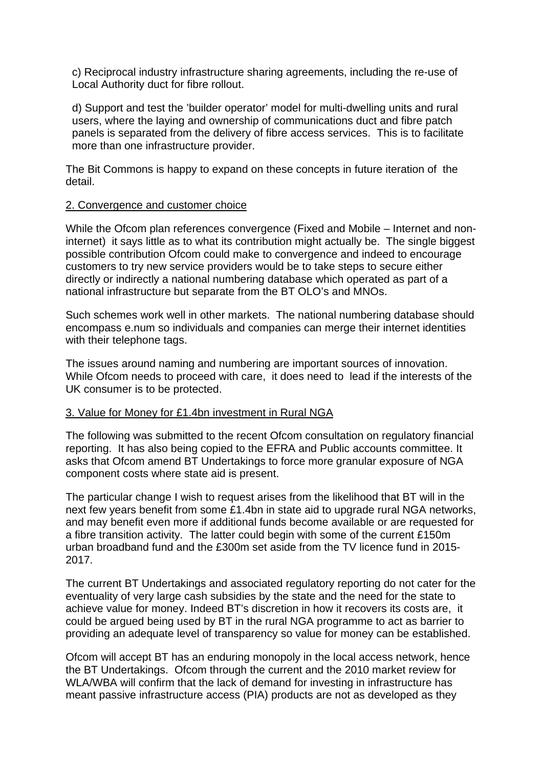c) Reciprocal industry infrastructure sharing agreements, including the re-use of Local Authority duct for fibre rollout.

d) Support and test the 'builder operator' model for multi-dwelling units and rural users, where the laying and ownership of communications duct and fibre patch panels is separated from the delivery of fibre access services. This is to facilitate more than one infrastructure provider.

The Bit Commons is happy to expand on these concepts in future iteration of the detail.

2. Convergence and customer choice

While the Ofcom plan references convergence (Fixed and Mobile – Internet and non-internet) it says little as to what its contribution might actually be. The single biggest possible contribution Ofcom could make to convergence and indeed to encourage customers to try new service providers would be to take steps to secure either directly or indirectly a national numbering database which operated as part of a national infrastructure but separate from the BT OLO's and MNOs.

Such schemes work well in other markets. The national numbering database should encompass e.num so individuals and companies can merge their internet identities with their telephone tags.

The issues around naming and numbering are important sources of innovation. While Ofcom needs to proceed with care, it does need to lead if the interests of the UK consumer is to be protected.

3. Value for Money for £1.4bn investment in Rural NGA

The following was submitted to the recent Ofcom consultation on regulatory financial reporting. It has also being copied to the EFRA and Public accounts committee. It asks that Ofcom amend BT Undertakings to force more granular exposure of NGA component costs where state aid is present.

The particular change I wish to request arises from the likelihood that BT will in the next few years benefit from some £1.4bn in state aid to upgrade rural NGA networks, and may benefit even more if additional funds become available or are requested for a fibre transition activity. The latter could begin with some of the current £150m urban broadband fund and the £300m set aside from the TV licence fund in 2015-2017.

The current BT Undertakings and associated regulatory reporting do not cater for the eventuality of very large cash subsidies by the state and the need for the state to achieve value for money. Indeed BT's discretion in how it recovers its costs are, it could be argued being used by BT in the rural NGA programme to act as barrier to providing an adequate level of transparency so value for money can be established.

Ofcom will accept BT has an enduring monopoly in the local access network, hence the BT Undertakings. Ofcom through the current and the 2010 market review for WLA/WBA will confirm that the lack of demand for investing in infrastructure has meant passive infrastructure access (PIA) products are not as developed as they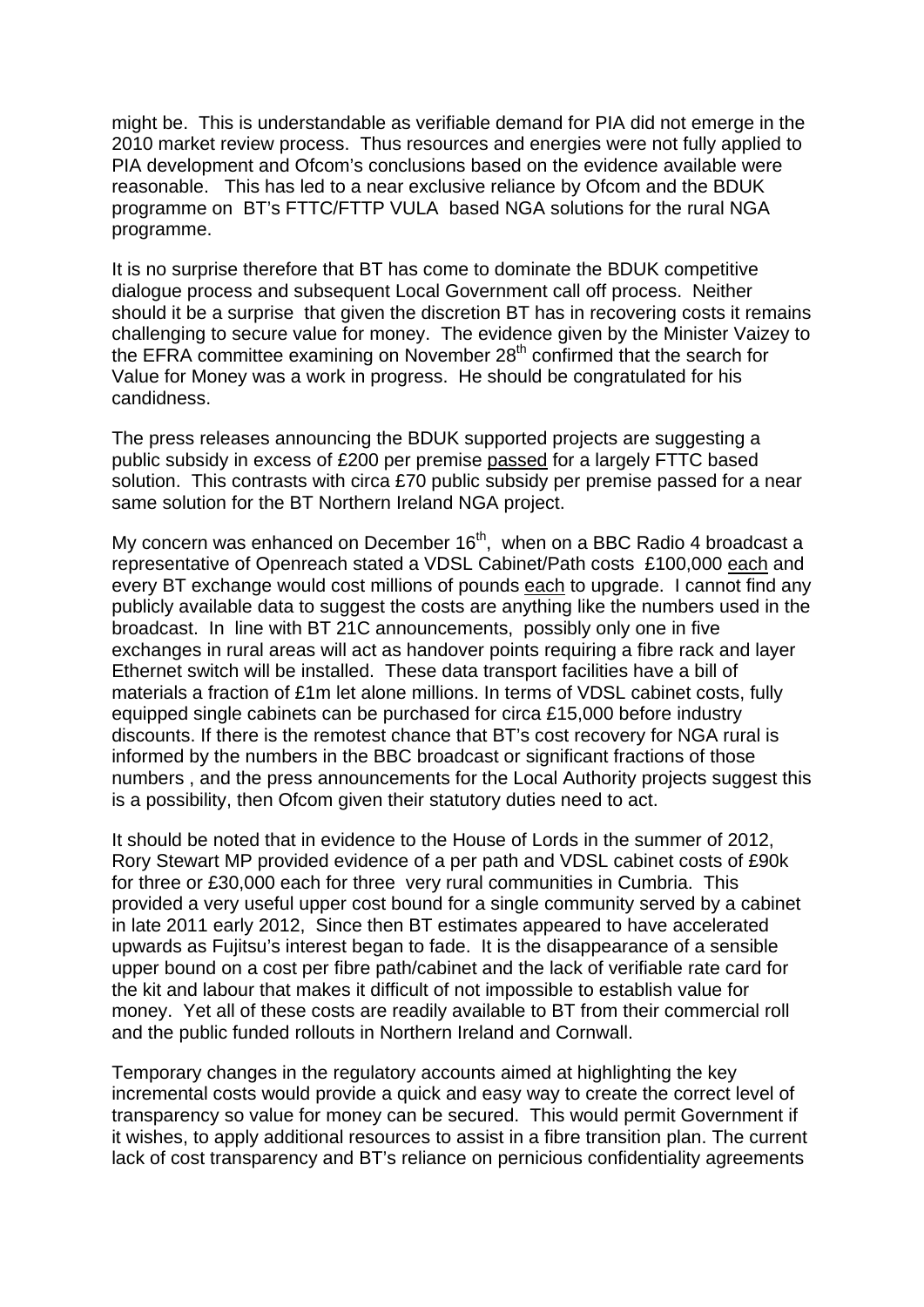might be. This is understandable as verifiable demand for PIA did not emerge in the 2010 market review process. Thus resources and energies were not fully applied to PIA development and Ofcom's conclusions based on the evidence available were reasonable. This has led to a near exclusive reliance by Ofcom and the BDUK programme on BT's FTTC/FTTP VULA based NGA solutions for the rural NGA programme.

It is no surprise therefore that BT has come to dominate the BDUK competitive dialogue process and subsequent Local Government call off process. Neither should it be a surprise that given the discretion BT has in recovering costs it remains challenging to secure value for money. The evidence given by the Minister Vaizey to the EFRA committee examining on November 28th confirmed that the search for Value for Money was a work in progress. He should be congratulated for his candidness.

The press releases announcing the BDUK supported projects are suggesting a public subsidy in excess of £200 per premise passed for a largely FTTC based solution. This contrasts with circa £70 public subsidy per premise passed for a near same solution for the BT Northern Ireland NGA project.

My concern was enhanced on December 16th, when on a BBC Radio 4 broadcast a representative of Openreach stated a VDSL Cabinet/Path costs £100,000 each and every BT exchange would cost millions of pounds each to upgrade. I cannot find any publicly available data to suggest the costs are anything like the numbers used in the broadcast. In line with BT 21C announcements, possibly only one in five exchanges in rural areas will act as handover points requiring a fibre rack and layer Ethernet switch will be installed. These data transport facilities have a bill of materials a fraction of £1m let alone millions. In terms of VDSL cabinet costs, fully equipped single cabinets can be purchased for circa £15,000 before industry discounts. If there is the remotest chance that BT's cost recovery for NGA rural is informed by the numbers in the BBC broadcast or significant fractions of those numbers , and the press announcements for the Local Authority projects suggest this is a possibility, then Ofcom given their statutory duties need to act.

It should be noted that in evidence to the House of Lords in the summer of 2012, Rory Stewart MP provided evidence of a per path and VDSL cabinet costs of £90k for three or £30,000 each for three very rural communities in Cumbria. This provided a very useful upper cost bound for a single community served by a cabinet in late 2011 early 2012, Since then BT estimates appeared to have accelerated upwards as Fujitsu's interest began to fade. It is the disappearance of a sensible upper bound on a cost per fibre path/cabinet and the lack of verifiable rate card for the kit and labour that makes it difficult of not impossible to establish value for money. Yet all of these costs are readily available to BT from their commercial roll and the public funded rollouts in Northern Ireland and Cornwall.

Temporary changes in the regulatory accounts aimed at highlighting the key incremental costs would provide a quick and easy way to create the correct level of transparency so value for money can be secured. This would permit Government if it wishes, to apply additional resources to assist in a fibre transition plan. The current lack of cost transparency and BT's reliance on pernicious confidentiality agreements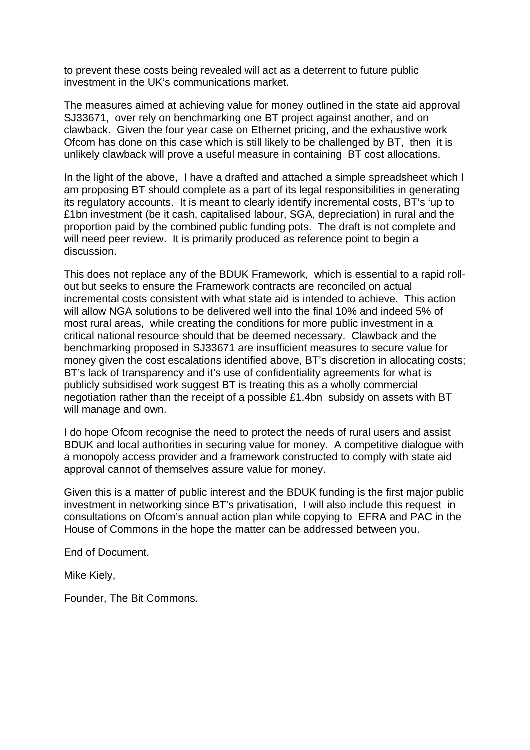to prevent these costs being revealed will act as a deterrent to future public investment in the UK's communications market.

The measures aimed at achieving value for money outlined in the state aid approval SJ33671, over rely on benchmarking one BT project against another, and on clawback. Given the four year case on Ethernet pricing, and the exhaustive work Ofcom has done on this case which is still likely to be challenged by BT, then it is unlikely clawback will prove a useful measure in containing BT cost allocations.

In the light of the above, I have a drafted and attached a simple spreadsheet which I am proposing BT should complete as a part of its legal responsibilities in generating its regulatory accounts. It is meant to clearly identify incremental costs, BT's 'up to £1bn investment (be it cash, capitalised labour, SGA, depreciation) in rural and the proportion paid by the combined public funding pots. The draft is not complete and will need peer review. It is primarily produced as reference point to begin a discussion.

This does not replace any of the BDUK Framework, which is essential to a rapid roll-out but seeks to ensure the Framework contracts are reconciled on actual incremental costs consistent with what state aid is intended to achieve. This action will allow NGA solutions to be delivered well into the final 10% and indeed 5% of most rural areas, while creating the conditions for more public investment in a critical national resource should that be deemed necessary. Clawback and the benchmarking proposed in SJ33671 are insufficient measures to secure value for money given the cost escalations identified above, BT's discretion in allocating costs; BT's lack of transparency and it's use of confidentiality agreements for what is publicly subsidised work suggest BT is treating this as a wholly commercial negotiation rather than the receipt of a possible £1.4bn subsidy on assets with BT will manage and own.

I do hope Ofcom recognise the need to protect the needs of rural users and assist BDUK and local authorities in securing value for money. A competitive dialogue with a monopoly access provider and a framework constructed to comply with state aid approval cannot of themselves assure value for money.

Given this is a matter of public interest and the BDUK funding is the first major public investment in networking since BT's privatisation, I will also include this request in consultations on Ofcom's annual action plan while copying to EFRA and PAC in the House of Commons in the hope the matter can be addressed between you.

End of Document.

Mike Kiely,

Founder, The Bit Commons.